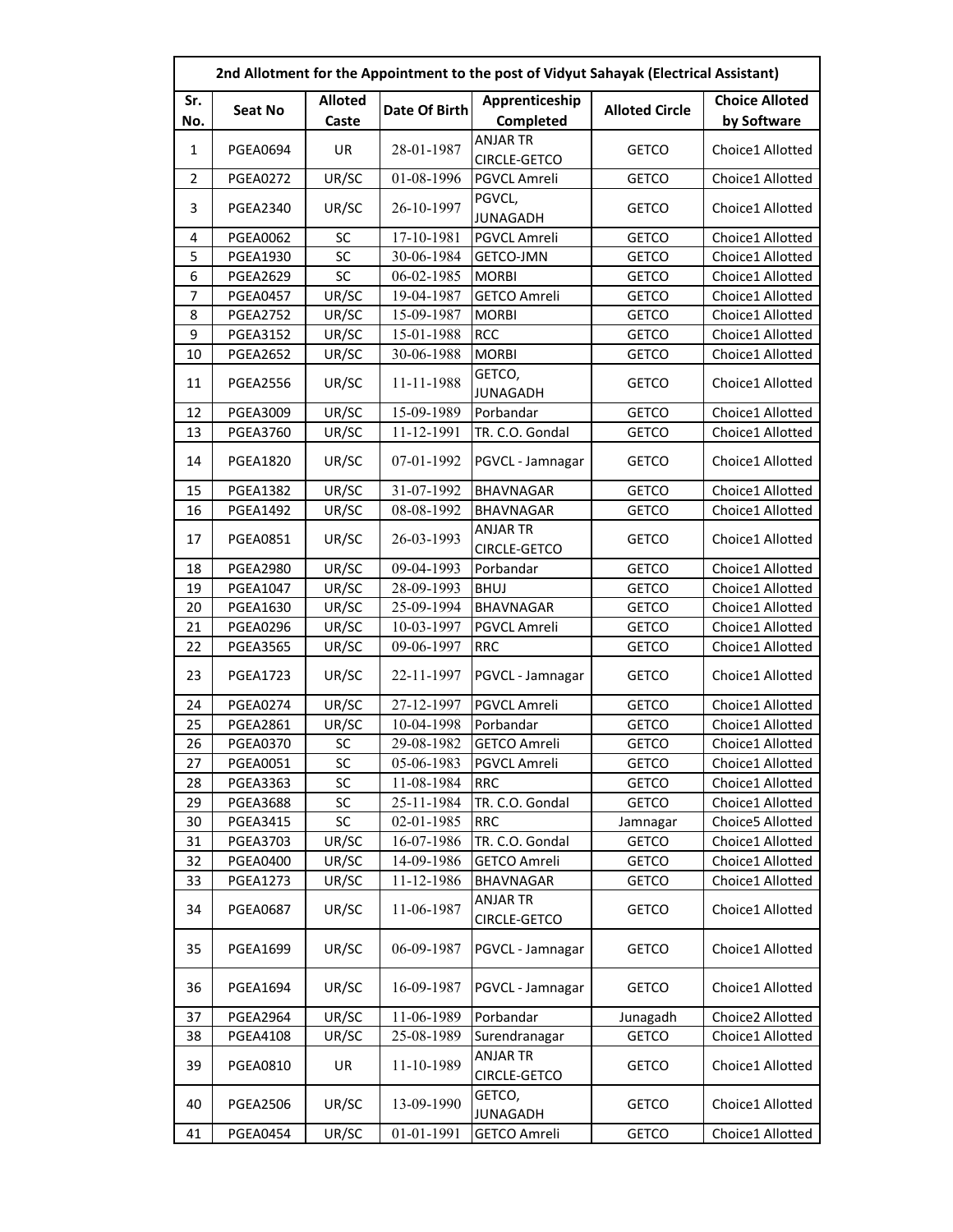| 2nd Allotment for the Appointment to the post of Vidyut Sahayak (Electrical Assistant) | | | | | | |
|---|---|---|---|---|---|---|
| Sr. No. | Seat No | Alloted Caste | Date Of Birth | Apprenticeship Completed | Alloted Circle | Choice Alloted by Software |
| 1 | PGEA0694 | UR | 28-01-1987 | ANJAR TR CIRCLE-GETCO | GETCO | Choice1 Allotted |
| 2 | PGEA0272 | UR/SC | 01-08-1996 | PGVCL Amreli | GETCO | Choice1 Allotted |
| 3 | PGEA2340 | UR/SC | 26-10-1997 | PGVCL, JUNAGADH | GETCO | Choice1 Allotted |
| 4 | PGEA0062 | SC | 17-10-1981 | PGVCL Amreli | GETCO | Choice1 Allotted |
| 5 | PGEA1930 | SC | 30-06-1984 | GETCO-JMN | GETCO | Choice1 Allotted |
| 6 | PGEA2629 | SC | 06-02-1985 | MORBI | GETCO | Choice1 Allotted |
| 7 | PGEA0457 | UR/SC | 19-04-1987 | GETCO Amreli | GETCO | Choice1 Allotted |
| 8 | PGEA2752 | UR/SC | 15-09-1987 | MORBI | GETCO | Choice1 Allotted |
| 9 | PGEA3152 | UR/SC | 15-01-1988 | RCC | GETCO | Choice1 Allotted |
| 10 | PGEA2652 | UR/SC | 30-06-1988 | MORBI | GETCO | Choice1 Allotted |
| 11 | PGEA2556 | UR/SC | 11-11-1988 | GETCO, JUNAGADH | GETCO | Choice1 Allotted |
| 12 | PGEA3009 | UR/SC | 15-09-1989 | Porbandar | GETCO | Choice1 Allotted |
| 13 | PGEA3760 | UR/SC | 11-12-1991 | TR. C.O. Gondal | GETCO | Choice1 Allotted |
| 14 | PGEA1820 | UR/SC | 07-01-1992 | PGVCL - Jamnagar | GETCO | Choice1 Allotted |
| 15 | PGEA1382 | UR/SC | 31-07-1992 | BHAVNAGAR | GETCO | Choice1 Allotted |
| 16 | PGEA1492 | UR/SC | 08-08-1992 | BHAVNAGAR | GETCO | Choice1 Allotted |
| 17 | PGEA0851 | UR/SC | 26-03-1993 | ANJAR TR CIRCLE-GETCO | GETCO | Choice1 Allotted |
| 18 | PGEA2980 | UR/SC | 09-04-1993 | Porbandar | GETCO | Choice1 Allotted |
| 19 | PGEA1047 | UR/SC | 28-09-1993 | BHUJ | GETCO | Choice1 Allotted |
| 20 | PGEA1630 | UR/SC | 25-09-1994 | BHAVNAGAR | GETCO | Choice1 Allotted |
| 21 | PGEA0296 | UR/SC | 10-03-1997 | PGVCL Amreli | GETCO | Choice1 Allotted |
| 22 | PGEA3565 | UR/SC | 09-06-1997 | RRC | GETCO | Choice1 Allotted |
| 23 | PGEA1723 | UR/SC | 22-11-1997 | PGVCL - Jamnagar | GETCO | Choice1 Allotted |
| 24 | PGEA0274 | UR/SC | 27-12-1997 | PGVCL Amreli | GETCO | Choice1 Allotted |
| 25 | PGEA2861 | UR/SC | 10-04-1998 | Porbandar | GETCO | Choice1 Allotted |
| 26 | PGEA0370 | SC | 29-08-1982 | GETCO Amreli | GETCO | Choice1 Allotted |
| 27 | PGEA0051 | SC | 05-06-1983 | PGVCL Amreli | GETCO | Choice1 Allotted |
| 28 | PGEA3363 | SC | 11-08-1984 | RRC | GETCO | Choice1 Allotted |
| 29 | PGEA3688 | SC | 25-11-1984 | TR. C.O. Gondal | GETCO | Choice1 Allotted |
| 30 | PGEA3415 | SC | 02-01-1985 | RRC | Jamnagar | Choice5 Allotted |
| 31 | PGEA3703 | UR/SC | 16-07-1986 | TR. C.O. Gondal | GETCO | Choice1 Allotted |
| 32 | PGEA0400 | UR/SC | 14-09-1986 | GETCO Amreli | GETCO | Choice1 Allotted |
| 33 | PGEA1273 | UR/SC | 11-12-1986 | BHAVNAGAR | GETCO | Choice1 Allotted |
| 34 | PGEA0687 | UR/SC | 11-06-1987 | ANJAR TR CIRCLE-GETCO | GETCO | Choice1 Allotted |
| 35 | PGEA1699 | UR/SC | 06-09-1987 | PGVCL - Jamnagar | GETCO | Choice1 Allotted |
| 36 | PGEA1694 | UR/SC | 16-09-1987 | PGVCL - Jamnagar | GETCO | Choice1 Allotted |
| 37 | PGEA2964 | UR/SC | 11-06-1989 | Porbandar | Junagadh | Choice2 Allotted |
| 38 | PGEA4108 | UR/SC | 25-08-1989 | Surendranagar | GETCO | Choice1 Allotted |
| 39 | PGEA0810 | UR | 11-10-1989 | ANJAR TR CIRCLE-GETCO | GETCO | Choice1 Allotted |
| 40 | PGEA2506 | UR/SC | 13-09-1990 | GETCO, JUNAGADH | GETCO | Choice1 Allotted |
| 41 | PGEA0454 | UR/SC | 01-01-1991 | GETCO Amreli | GETCO | Choice1 Allotted |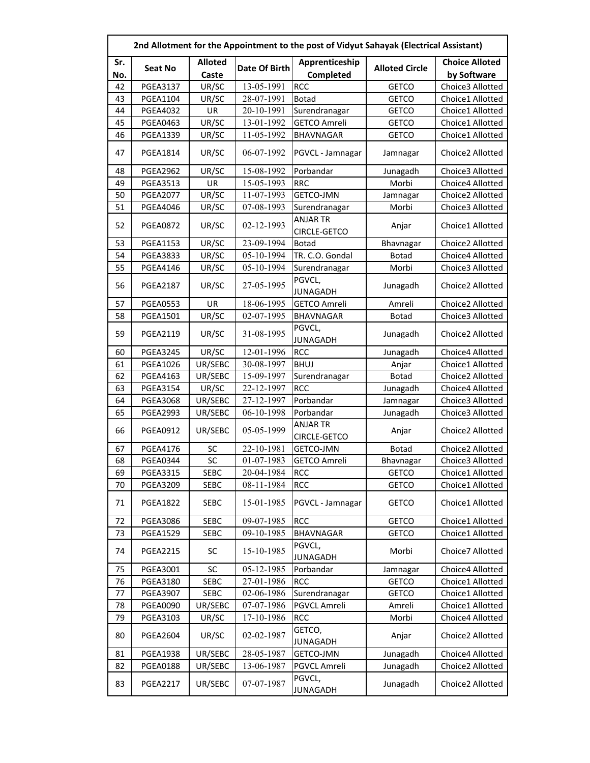| 2nd Allotment for the Appointment to the post of Vidyut Sahayak (Electrical Assistant) | | | | | | |
|---|---|---|---|---|---|---|
| Sr. No. | Seat No | Alloted Caste | Date Of Birth | Apprenticeship Completed | Alloted Circle | Choice Alloted by Software |
| 42 | PGEA3137 | UR/SC | 13-05-1991 | RCC | GETCO | Choice3 Allotted |
| 43 | PGEA1104 | UR/SC | 28-07-1991 | Botad | GETCO | Choice1 Allotted |
| 44 | PGEA4032 | UR | 20-10-1991 | Surendranagar | GETCO | Choice1 Allotted |
| 45 | PGEA0463 | UR/SC | 13-01-1992 | GETCO Amreli | GETCO | Choice1 Allotted |
| 46 | PGEA1339 | UR/SC | 11-05-1992 | BHAVNAGAR | GETCO | Choice1 Allotted |
| 47 | PGEA1814 | UR/SC | 06-07-1992 | PGVCL - Jamnagar | Jamnagar | Choice2 Allotted |
| 48 | PGEA2962 | UR/SC | 15-08-1992 | Porbandar | Junagadh | Choice3 Allotted |
| 49 | PGEA3513 | UR | 15-05-1993 | RRC | Morbi | Choice4 Allotted |
| 50 | PGEA2077 | UR/SC | 11-07-1993 | GETCO-JMN | Jamnagar | Choice2 Allotted |
| 51 | PGEA4046 | UR/SC | 07-08-1993 | Surendranagar | Morbi | Choice3 Allotted |
| 52 | PGEA0872 | UR/SC | 02-12-1993 | ANJAR TR CIRCLE-GETCO | Anjar | Choice1 Allotted |
| 53 | PGEA1153 | UR/SC | 23-09-1994 | Botad | Bhavnagar | Choice2 Allotted |
| 54 | PGEA3833 | UR/SC | 05-10-1994 | TR. C.O. Gondal | Botad | Choice4 Allotted |
| 55 | PGEA4146 | UR/SC | 05-10-1994 | Surendranagar | Morbi | Choice3 Allotted |
| 56 | PGEA2187 | UR/SC | 27-05-1995 | PGVCL, JUNAGADH | Junagadh | Choice2 Allotted |
| 57 | PGEA0553 | UR | 18-06-1995 | GETCO Amreli | Amreli | Choice2 Allotted |
| 58 | PGEA1501 | UR/SC | 02-07-1995 | BHAVNAGAR | Botad | Choice3 Allotted |
| 59 | PGEA2119 | UR/SC | 31-08-1995 | PGVCL, JUNAGADH | Junagadh | Choice2 Allotted |
| 60 | PGEA3245 | UR/SC | 12-01-1996 | RCC | Junagadh | Choice4 Allotted |
| 61 | PGEA1026 | UR/SEBC | 30-08-1997 | BHUJ | Anjar | Choice1 Allotted |
| 62 | PGEA4163 | UR/SEBC | 15-09-1997 | Surendranagar | Botad | Choice2 Allotted |
| 63 | PGEA3154 | UR/SC | 22-12-1997 | RCC | Junagadh | Choice4 Allotted |
| 64 | PGEA3068 | UR/SEBC | 27-12-1997 | Porbandar | Jamnagar | Choice3 Allotted |
| 65 | PGEA2993 | UR/SEBC | 06-10-1998 | Porbandar | Junagadh | Choice3 Allotted |
| 66 | PGEA0912 | UR/SEBC | 05-05-1999 | ANJAR TR CIRCLE-GETCO | Anjar | Choice2 Allotted |
| 67 | PGEA4176 | SC | 22-10-1981 | GETCO-JMN | Botad | Choice2 Allotted |
| 68 | PGEA0344 | SC | 01-07-1983 | GETCO Amreli | Bhavnagar | Choice3 Allotted |
| 69 | PGEA3315 | SEBC | 20-04-1984 | RCC | GETCO | Choice1 Allotted |
| 70 | PGEA3209 | SEBC | 08-11-1984 | RCC | GETCO | Choice1 Allotted |
| 71 | PGEA1822 | SEBC | 15-01-1985 | PGVCL - Jamnagar | GETCO | Choice1 Allotted |
| 72 | PGEA3086 | SEBC | 09-07-1985 | RCC | GETCO | Choice1 Allotted |
| 73 | PGEA1529 | SEBC | 09-10-1985 | BHAVNAGAR | GETCO | Choice1 Allotted |
| 74 | PGEA2215 | SC | 15-10-1985 | PGVCL, JUNAGADH | Morbi | Choice7 Allotted |
| 75 | PGEA3001 | SC | 05-12-1985 | Porbandar | Jamnagar | Choice4 Allotted |
| 76 | PGEA3180 | SEBC | 27-01-1986 | RCC | GETCO | Choice1 Allotted |
| 77 | PGEA3907 | SEBC | 02-06-1986 | Surendranagar | GETCO | Choice1 Allotted |
| 78 | PGEA0090 | UR/SEBC | 07-07-1986 | PGVCL Amreli | Amreli | Choice1 Allotted |
| 79 | PGEA3103 | UR/SC | 17-10-1986 | RCC | Morbi | Choice4 Allotted |
| 80 | PGEA2604 | UR/SC | 02-02-1987 | GETCO, JUNAGADH | Anjar | Choice2 Allotted |
| 81 | PGEA1938 | UR/SEBC | 28-05-1987 | GETCO-JMN | Junagadh | Choice4 Allotted |
| 82 | PGEA0188 | UR/SEBC | 13-06-1987 | PGVCL Amreli | Junagadh | Choice2 Allotted |
| 83 | PGEA2217 | UR/SEBC | 07-07-1987 | PGVCL, JUNAGADH | Junagadh | Choice2 Allotted |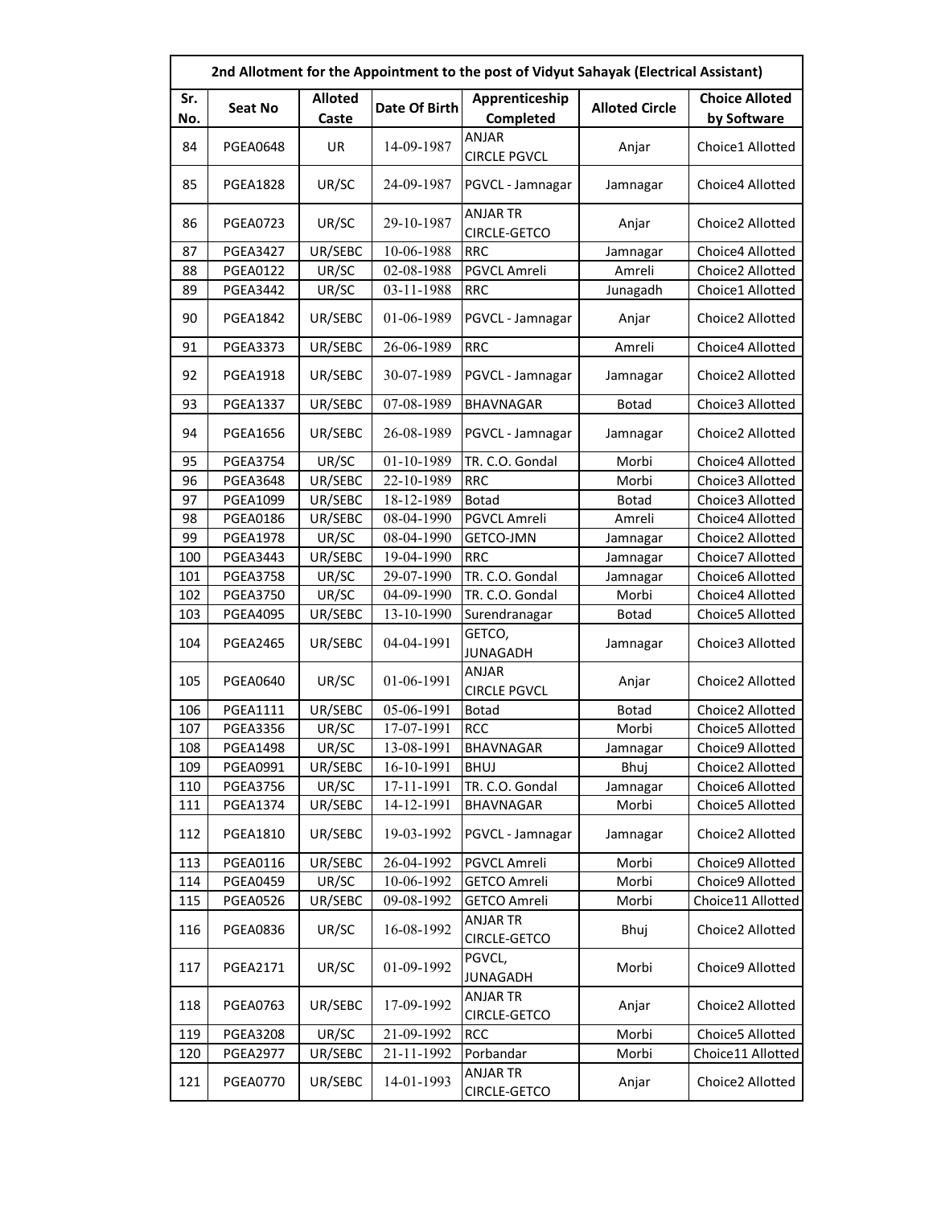| 2nd Allotment for the Appointment to the post of Vidyut Sahayak (Electrical Assistant) | | | | | | |
|---|---|---|---|---|---|---|
| Sr. No. | Seat No | Alloted Caste | Date Of Birth | Apprenticeship Completed | Alloted Circle | Choice Alloted by Software |
| 84 | PGEA0648 | UR | 14-09-1987 | ANJAR CIRCLE PGVCL | Anjar | Choice1 Allotted |
| 85 | PGEA1828 | UR/SC | 24-09-1987 | PGVCL - Jamnagar | Jamnagar | Choice4 Allotted |
| 86 | PGEA0723 | UR/SC | 29-10-1987 | ANJAR TR CIRCLE-GETCO | Anjar | Choice2 Allotted |
| 87 | PGEA3427 | UR/SEBC | 10-06-1988 | RRC | Jamnagar | Choice4 Allotted |
| 88 | PGEA0122 | UR/SC | 02-08-1988 | PGVCL Amreli | Amreli | Choice2 Allotted |
| 89 | PGEA3442 | UR/SC | 03-11-1988 | RRC | Junagadh | Choice1 Allotted |
| 90 | PGEA1842 | UR/SEBC | 01-06-1989 | PGVCL - Jamnagar | Anjar | Choice2 Allotted |
| 91 | PGEA3373 | UR/SEBC | 26-06-1989 | RRC | Amreli | Choice4 Allotted |
| 92 | PGEA1918 | UR/SEBC | 30-07-1989 | PGVCL - Jamnagar | Jamnagar | Choice2 Allotted |
| 93 | PGEA1337 | UR/SEBC | 07-08-1989 | BHAVNAGAR | Botad | Choice3 Allotted |
| 94 | PGEA1656 | UR/SEBC | 26-08-1989 | PGVCL - Jamnagar | Jamnagar | Choice2 Allotted |
| 95 | PGEA3754 | UR/SC | 01-10-1989 | TR. C.O. Gondal | Morbi | Choice4 Allotted |
| 96 | PGEA3648 | UR/SEBC | 22-10-1989 | RRC | Morbi | Choice3 Allotted |
| 97 | PGEA1099 | UR/SEBC | 18-12-1989 | Botad | Botad | Choice3 Allotted |
| 98 | PGEA0186 | UR/SEBC | 08-04-1990 | PGVCL Amreli | Amreli | Choice4 Allotted |
| 99 | PGEA1978 | UR/SC | 08-04-1990 | GETCO-JMN | Jamnagar | Choice2 Allotted |
| 100 | PGEA3443 | UR/SEBC | 19-04-1990 | RRC | Jamnagar | Choice7 Allotted |
| 101 | PGEA3758 | UR/SC | 29-07-1990 | TR. C.O. Gondal | Jamnagar | Choice6 Allotted |
| 102 | PGEA3750 | UR/SC | 04-09-1990 | TR. C.O. Gondal | Morbi | Choice4 Allotted |
| 103 | PGEA4095 | UR/SEBC | 13-10-1990 | Surendranagar | Botad | Choice5 Allotted |
| 104 | PGEA2465 | UR/SEBC | 04-04-1991 | GETCO, JUNAGADH | Jamnagar | Choice3 Allotted |
| 105 | PGEA0640 | UR/SC | 01-06-1991 | ANJAR CIRCLE PGVCL | Anjar | Choice2 Allotted |
| 106 | PGEA1111 | UR/SEBC | 05-06-1991 | Botad | Botad | Choice2 Allotted |
| 107 | PGEA3356 | UR/SC | 17-07-1991 | RCC | Morbi | Choice5 Allotted |
| 108 | PGEA1498 | UR/SC | 13-08-1991 | BHAVNAGAR | Jamnagar | Choice9 Allotted |
| 109 | PGEA0991 | UR/SEBC | 16-10-1991 | BHUJ | Bhuj | Choice2 Allotted |
| 110 | PGEA3756 | UR/SC | 17-11-1991 | TR. C.O. Gondal | Jamnagar | Choice6 Allotted |
| 111 | PGEA1374 | UR/SEBC | 14-12-1991 | BHAVNAGAR | Morbi | Choice5 Allotted |
| 112 | PGEA1810 | UR/SEBC | 19-03-1992 | PGVCL - Jamnagar | Jamnagar | Choice2 Allotted |
| 113 | PGEA0116 | UR/SEBC | 26-04-1992 | PGVCL Amreli | Morbi | Choice9 Allotted |
| 114 | PGEA0459 | UR/SC | 10-06-1992 | GETCO Amreli | Morbi | Choice9 Allotted |
| 115 | PGEA0526 | UR/SEBC | 09-08-1992 | GETCO Amreli | Morbi | Choice11 Allotted |
| 116 | PGEA0836 | UR/SC | 16-08-1992 | ANJAR TR CIRCLE-GETCO | Bhuj | Choice2 Allotted |
| 117 | PGEA2171 | UR/SC | 01-09-1992 | PGVCL, JUNAGADH | Morbi | Choice9 Allotted |
| 118 | PGEA0763 | UR/SEBC | 17-09-1992 | ANJAR TR CIRCLE-GETCO | Anjar | Choice2 Allotted |
| 119 | PGEA3208 | UR/SC | 21-09-1992 | RCC | Morbi | Choice5 Allotted |
| 120 | PGEA2977 | UR/SEBC | 21-11-1992 | Porbandar | Morbi | Choice11 Allotted |
| 121 | PGEA0770 | UR/SEBC | 14-01-1993 | ANJAR TR CIRCLE-GETCO | Anjar | Choice2 Allotted |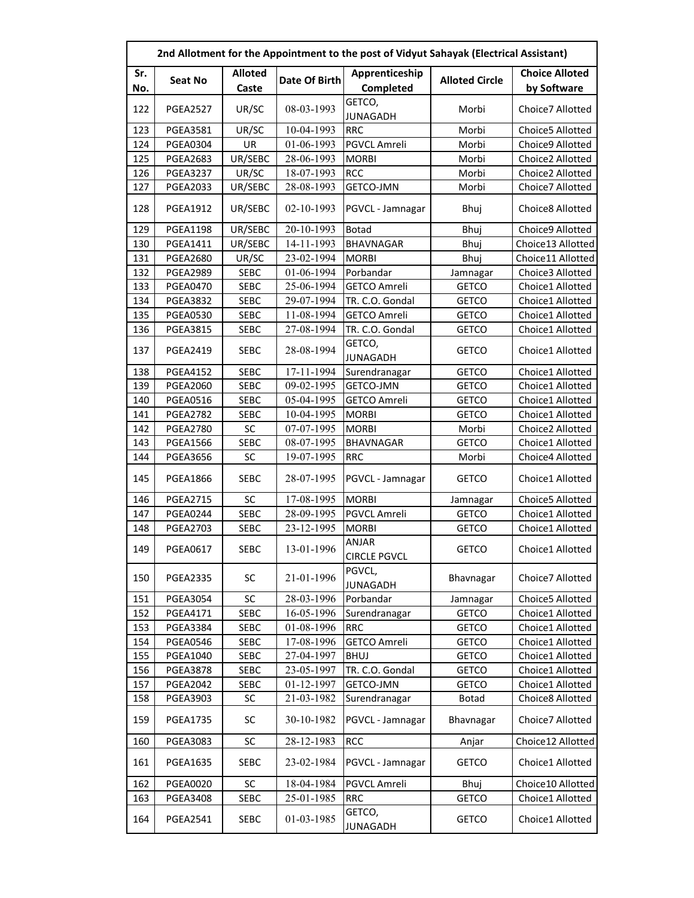| 2nd Allotment for the Appointment to the post of Vidyut Sahayak (Electrical Assistant) | | | | | | |
|---|---|---|---|---|---|---|
| Sr. No. | Seat No | Alloted Caste | Date Of Birth | Apprenticeship Completed | Alloted Circle | Choice Alloted by Software |
| 122 | PGEA2527 | UR/SC | 08-03-1993 | GETCO, JUNAGADH | Morbi | Choice7 Allotted |
| 123 | PGEA3581 | UR/SC | 10-04-1993 | RRC | Morbi | Choice5 Allotted |
| 124 | PGEA0304 | UR | 01-06-1993 | PGVCL Amreli | Morbi | Choice9 Allotted |
| 125 | PGEA2683 | UR/SEBC | 28-06-1993 | MORBI | Morbi | Choice2 Allotted |
| 126 | PGEA3237 | UR/SC | 18-07-1993 | RCC | Morbi | Choice2 Allotted |
| 127 | PGEA2033 | UR/SEBC | 28-08-1993 | GETCO-JMN | Morbi | Choice7 Allotted |
| 128 | PGEA1912 | UR/SEBC | 02-10-1993 | PGVCL - Jamnagar | Bhuj | Choice8 Allotted |
| 129 | PGEA1198 | UR/SEBC | 20-10-1993 | Botad | Bhuj | Choice9 Allotted |
| 130 | PGEA1411 | UR/SEBC | 14-11-1993 | BHAVNAGAR | Bhuj | Choice13 Allotted |
| 131 | PGEA2680 | UR/SC | 23-02-1994 | MORBI | Bhuj | Choice11 Allotted |
| 132 | PGEA2989 | SEBC | 01-06-1994 | Porbandar | Jamnagar | Choice3 Allotted |
| 133 | PGEA0470 | SEBC | 25-06-1994 | GETCO Amreli | GETCO | Choice1 Allotted |
| 134 | PGEA3832 | SEBC | 29-07-1994 | TR. C.O. Gondal | GETCO | Choice1 Allotted |
| 135 | PGEA0530 | SEBC | 11-08-1994 | GETCO Amreli | GETCO | Choice1 Allotted |
| 136 | PGEA3815 | SEBC | 27-08-1994 | TR. C.O. Gondal | GETCO | Choice1 Allotted |
| 137 | PGEA2419 | SEBC | 28-08-1994 | GETCO, JUNAGADH | GETCO | Choice1 Allotted |
| 138 | PGEA4152 | SEBC | 17-11-1994 | Surendranagar | GETCO | Choice1 Allotted |
| 139 | PGEA2060 | SEBC | 09-02-1995 | GETCO-JMN | GETCO | Choice1 Allotted |
| 140 | PGEA0516 | SEBC | 05-04-1995 | GETCO Amreli | GETCO | Choice1 Allotted |
| 141 | PGEA2782 | SEBC | 10-04-1995 | MORBI | GETCO | Choice1 Allotted |
| 142 | PGEA2780 | SC | 07-07-1995 | MORBI | Morbi | Choice2 Allotted |
| 143 | PGEA1566 | SEBC | 08-07-1995 | BHAVNAGAR | GETCO | Choice1 Allotted |
| 144 | PGEA3656 | SC | 19-07-1995 | RRC | Morbi | Choice4 Allotted |
| 145 | PGEA1866 | SEBC | 28-07-1995 | PGVCL - Jamnagar | GETCO | Choice1 Allotted |
| 146 | PGEA2715 | SC | 17-08-1995 | MORBI | Jamnagar | Choice5 Allotted |
| 147 | PGEA0244 | SEBC | 28-09-1995 | PGVCL Amreli | GETCO | Choice1 Allotted |
| 148 | PGEA2703 | SEBC | 23-12-1995 | MORBI | GETCO | Choice1 Allotted |
| 149 | PGEA0617 | SEBC | 13-01-1996 | ANJAR CIRCLE PGVCL | GETCO | Choice1 Allotted |
| 150 | PGEA2335 | SC | 21-01-1996 | PGVCL, JUNAGADH | Bhavnagar | Choice7 Allotted |
| 151 | PGEA3054 | SC | 28-03-1996 | Porbandar | Jamnagar | Choice5 Allotted |
| 152 | PGEA4171 | SEBC | 16-05-1996 | Surendranagar | GETCO | Choice1 Allotted |
| 153 | PGEA3384 | SEBC | 01-08-1996 | RRC | GETCO | Choice1 Allotted |
| 154 | PGEA0546 | SEBC | 17-08-1996 | GETCO Amreli | GETCO | Choice1 Allotted |
| 155 | PGEA1040 | SEBC | 27-04-1997 | BHUJ | GETCO | Choice1 Allotted |
| 156 | PGEA3878 | SEBC | 23-05-1997 | TR. C.O. Gondal | GETCO | Choice1 Allotted |
| 157 | PGEA2042 | SEBC | 01-12-1997 | GETCO-JMN | GETCO | Choice1 Allotted |
| 158 | PGEA3903 | SC | 21-03-1982 | Surendranagar | Botad | Choice8 Allotted |
| 159 | PGEA1735 | SC | 30-10-1982 | PGVCL - Jamnagar | Bhavnagar | Choice7 Allotted |
| 160 | PGEA3083 | SC | 28-12-1983 | RCC | Anjar | Choice12 Allotted |
| 161 | PGEA1635 | SEBC | 23-02-1984 | PGVCL - Jamnagar | GETCO | Choice1 Allotted |
| 162 | PGEA0020 | SC | 18-04-1984 | PGVCL Amreli | Bhuj | Choice10 Allotted |
| 163 | PGEA3408 | SEBC | 25-01-1985 | RRC | GETCO | Choice1 Allotted |
| 164 | PGEA2541 | SEBC | 01-03-1985 | GETCO, JUNAGADH | GETCO | Choice1 Allotted |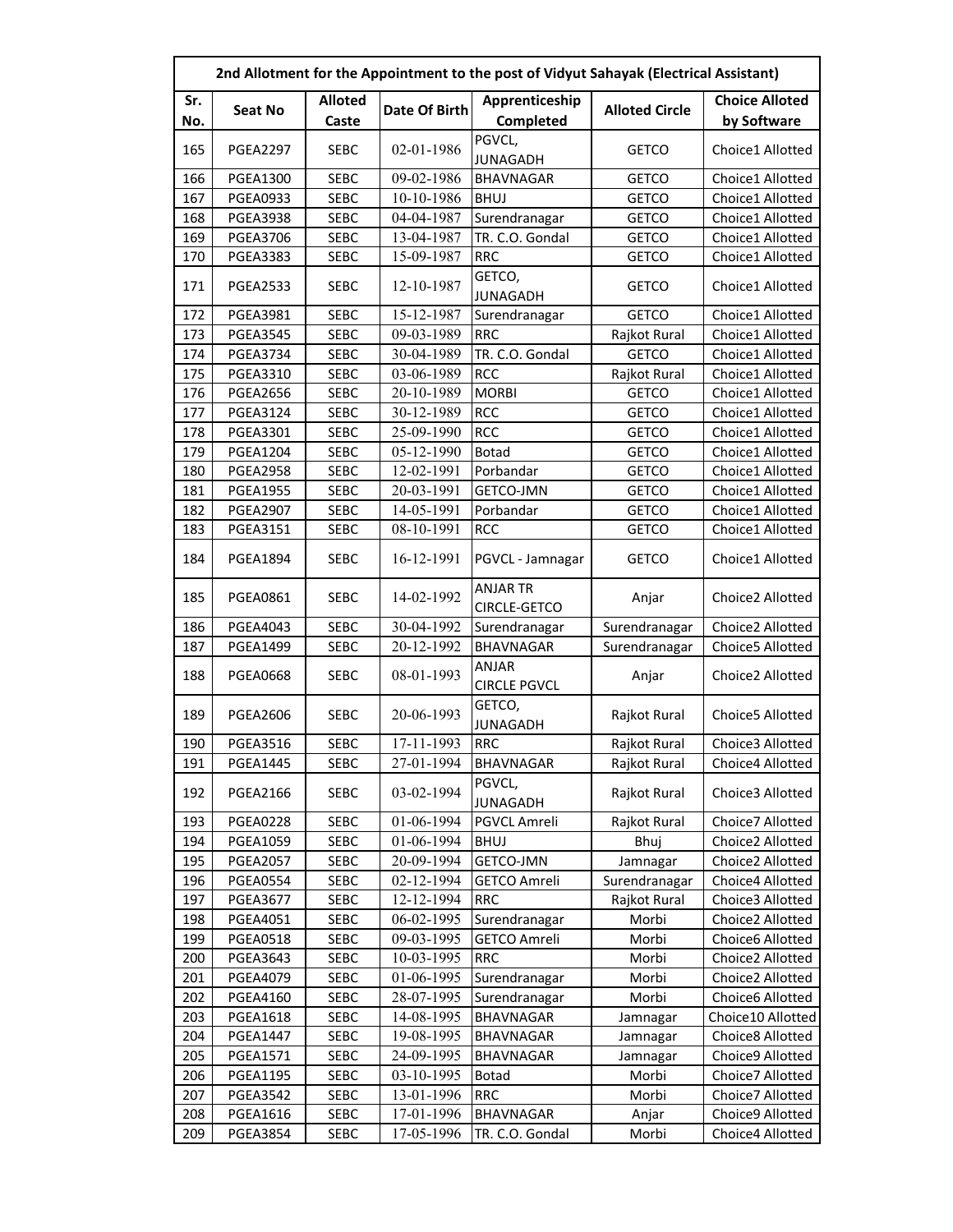| 2nd Allotment for the Appointment to the post of Vidyut Sahayak (Electrical Assistant) | | | | | | |
|---|---|---|---|---|---|---|
| Sr. No. | Seat No | Alloted Caste | Date Of Birth | Apprenticeship Completed | Alloted Circle | Choice Alloted by Software |
| 165 | PGEA2297 | SEBC | 02-01-1986 | PGVCL, JUNAGADH | GETCO | Choice1 Allotted |
| 166 | PGEA1300 | SEBC | 09-02-1986 | BHAVNAGAR | GETCO | Choice1 Allotted |
| 167 | PGEA0933 | SEBC | 10-10-1986 | BHUJ | GETCO | Choice1 Allotted |
| 168 | PGEA3938 | SEBC | 04-04-1987 | Surendranagar | GETCO | Choice1 Allotted |
| 169 | PGEA3706 | SEBC | 13-04-1987 | TR. C.O. Gondal | GETCO | Choice1 Allotted |
| 170 | PGEA3383 | SEBC | 15-09-1987 | RRC | GETCO | Choice1 Allotted |
| 171 | PGEA2533 | SEBC | 12-10-1987 | GETCO, JUNAGADH | GETCO | Choice1 Allotted |
| 172 | PGEA3981 | SEBC | 15-12-1987 | Surendranagar | GETCO | Choice1 Allotted |
| 173 | PGEA3545 | SEBC | 09-03-1989 | RRC | Rajkot Rural | Choice1 Allotted |
| 174 | PGEA3734 | SEBC | 30-04-1989 | TR. C.O. Gondal | GETCO | Choice1 Allotted |
| 175 | PGEA3310 | SEBC | 03-06-1989 | RCC | Rajkot Rural | Choice1 Allotted |
| 176 | PGEA2656 | SEBC | 20-10-1989 | MORBI | GETCO | Choice1 Allotted |
| 177 | PGEA3124 | SEBC | 30-12-1989 | RCC | GETCO | Choice1 Allotted |
| 178 | PGEA3301 | SEBC | 25-09-1990 | RCC | GETCO | Choice1 Allotted |
| 179 | PGEA1204 | SEBC | 05-12-1990 | Botad | GETCO | Choice1 Allotted |
| 180 | PGEA2958 | SEBC | 12-02-1991 | Porbandar | GETCO | Choice1 Allotted |
| 181 | PGEA1955 | SEBC | 20-03-1991 | GETCO-JMN | GETCO | Choice1 Allotted |
| 182 | PGEA2907 | SEBC | 14-05-1991 | Porbandar | GETCO | Choice1 Allotted |
| 183 | PGEA3151 | SEBC | 08-10-1991 | RCC | GETCO | Choice1 Allotted |
| 184 | PGEA1894 | SEBC | 16-12-1991 | PGVCL - Jamnagar | GETCO | Choice1 Allotted |
| 185 | PGEA0861 | SEBC | 14-02-1992 | ANJAR TR CIRCLE-GETCO | Anjar | Choice2 Allotted |
| 186 | PGEA4043 | SEBC | 30-04-1992 | Surendranagar | Surendranagar | Choice2 Allotted |
| 187 | PGEA1499 | SEBC | 20-12-1992 | BHAVNAGAR | Surendranagar | Choice5 Allotted |
| 188 | PGEA0668 | SEBC | 08-01-1993 | ANJAR CIRCLE PGVCL | Anjar | Choice2 Allotted |
| 189 | PGEA2606 | SEBC | 20-06-1993 | GETCO, JUNAGADH | Rajkot Rural | Choice5 Allotted |
| 190 | PGEA3516 | SEBC | 17-11-1993 | RRC | Rajkot Rural | Choice3 Allotted |
| 191 | PGEA1445 | SEBC | 27-01-1994 | BHAVNAGAR | Rajkot Rural | Choice4 Allotted |
| 192 | PGEA2166 | SEBC | 03-02-1994 | PGVCL, JUNAGADH | Rajkot Rural | Choice3 Allotted |
| 193 | PGEA0228 | SEBC | 01-06-1994 | PGVCL Amreli | Rajkot Rural | Choice7 Allotted |
| 194 | PGEA1059 | SEBC | 01-06-1994 | BHUJ | Bhuj | Choice2 Allotted |
| 195 | PGEA2057 | SEBC | 20-09-1994 | GETCO-JMN | Jamnagar | Choice2 Allotted |
| 196 | PGEA0554 | SEBC | 02-12-1994 | GETCO Amreli | Surendranagar | Choice4 Allotted |
| 197 | PGEA3677 | SEBC | 12-12-1994 | RRC | Rajkot Rural | Choice3 Allotted |
| 198 | PGEA4051 | SEBC | 06-02-1995 | Surendranagar | Morbi | Choice2 Allotted |
| 199 | PGEA0518 | SEBC | 09-03-1995 | GETCO Amreli | Morbi | Choice6 Allotted |
| 200 | PGEA3643 | SEBC | 10-03-1995 | RRC | Morbi | Choice2 Allotted |
| 201 | PGEA4079 | SEBC | 01-06-1995 | Surendranagar | Morbi | Choice2 Allotted |
| 202 | PGEA4160 | SEBC | 28-07-1995 | Surendranagar | Morbi | Choice6 Allotted |
| 203 | PGEA1618 | SEBC | 14-08-1995 | BHAVNAGAR | Jamnagar | Choice10 Allotted |
| 204 | PGEA1447 | SEBC | 19-08-1995 | BHAVNAGAR | Jamnagar | Choice8 Allotted |
| 205 | PGEA1571 | SEBC | 24-09-1995 | BHAVNAGAR | Jamnagar | Choice9 Allotted |
| 206 | PGEA1195 | SEBC | 03-10-1995 | Botad | Morbi | Choice7 Allotted |
| 207 | PGEA3542 | SEBC | 13-01-1996 | RRC | Morbi | Choice7 Allotted |
| 208 | PGEA1616 | SEBC | 17-01-1996 | BHAVNAGAR | Anjar | Choice9 Allotted |
| 209 | PGEA3854 | SEBC | 17-05-1996 | TR. C.O. Gondal | Morbi | Choice4 Allotted |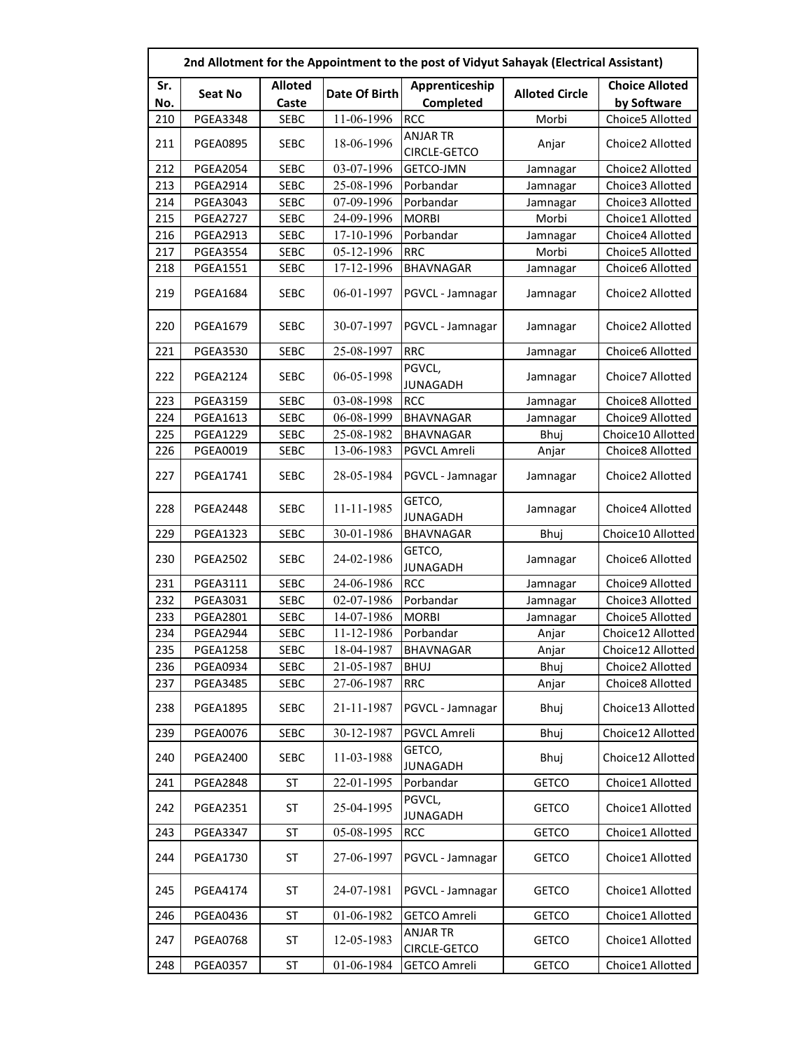| 2nd Allotment for the Appointment to the post of Vidyut Sahayak (Electrical Assistant) | | | | | | |
|---|---|---|---|---|---|---|
| Sr. No. | Seat No | Alloted Caste | Date Of Birth | Apprenticeship Completed | Alloted Circle | Choice Alloted by Software |
| 210 | PGEA3348 | SEBC | 11-06-1996 | RCC | Morbi | Choice5 Allotted |
| 211 | PGEA0895 | SEBC | 18-06-1996 | ANJAR TR CIRCLE-GETCO | Anjar | Choice2 Allotted |
| 212 | PGEA2054 | SEBC | 03-07-1996 | GETCO-JMN | Jamnagar | Choice2 Allotted |
| 213 | PGEA2914 | SEBC | 25-08-1996 | Porbandar | Jamnagar | Choice3 Allotted |
| 214 | PGEA3043 | SEBC | 07-09-1996 | Porbandar | Jamnagar | Choice3 Allotted |
| 215 | PGEA2727 | SEBC | 24-09-1996 | MORBI | Morbi | Choice1 Allotted |
| 216 | PGEA2913 | SEBC | 17-10-1996 | Porbandar | Jamnagar | Choice4 Allotted |
| 217 | PGEA3554 | SEBC | 05-12-1996 | RRC | Morbi | Choice5 Allotted |
| 218 | PGEA1551 | SEBC | 17-12-1996 | BHAVNAGAR | Jamnagar | Choice6 Allotted |
| 219 | PGEA1684 | SEBC | 06-01-1997 | PGVCL - Jamnagar | Jamnagar | Choice2 Allotted |
| 220 | PGEA1679 | SEBC | 30-07-1997 | PGVCL - Jamnagar | Jamnagar | Choice2 Allotted |
| 221 | PGEA3530 | SEBC | 25-08-1997 | RRC | Jamnagar | Choice6 Allotted |
| 222 | PGEA2124 | SEBC | 06-05-1998 | PGVCL, JUNAGADH | Jamnagar | Choice7 Allotted |
| 223 | PGEA3159 | SEBC | 03-08-1998 | RCC | Jamnagar | Choice8 Allotted |
| 224 | PGEA1613 | SEBC | 06-08-1999 | BHAVNAGAR | Jamnagar | Choice9 Allotted |
| 225 | PGEA1229 | SEBC | 25-08-1982 | BHAVNAGAR | Bhuj | Choice10 Allotted |
| 226 | PGEA0019 | SEBC | 13-06-1983 | PGVCL Amreli | Anjar | Choice8 Allotted |
| 227 | PGEA1741 | SEBC | 28-05-1984 | PGVCL - Jamnagar | Jamnagar | Choice2 Allotted |
| 228 | PGEA2448 | SEBC | 11-11-1985 | GETCO, JUNAGADH | Jamnagar | Choice4 Allotted |
| 229 | PGEA1323 | SEBC | 30-01-1986 | BHAVNAGAR | Bhuj | Choice10 Allotted |
| 230 | PGEA2502 | SEBC | 24-02-1986 | GETCO, JUNAGADH | Jamnagar | Choice6 Allotted |
| 231 | PGEA3111 | SEBC | 24-06-1986 | RCC | Jamnagar | Choice9 Allotted |
| 232 | PGEA3031 | SEBC | 02-07-1986 | Porbandar | Jamnagar | Choice3 Allotted |
| 233 | PGEA2801 | SEBC | 14-07-1986 | MORBI | Jamnagar | Choice5 Allotted |
| 234 | PGEA2944 | SEBC | 11-12-1986 | Porbandar | Anjar | Choice12 Allotted |
| 235 | PGEA1258 | SEBC | 18-04-1987 | BHAVNAGAR | Anjar | Choice12 Allotted |
| 236 | PGEA0934 | SEBC | 21-05-1987 | BHUJ | Bhuj | Choice2 Allotted |
| 237 | PGEA3485 | SEBC | 27-06-1987 | RRC | Anjar | Choice8 Allotted |
| 238 | PGEA1895 | SEBC | 21-11-1987 | PGVCL - Jamnagar | Bhuj | Choice13 Allotted |
| 239 | PGEA0076 | SEBC | 30-12-1987 | PGVCL Amreli | Bhuj | Choice12 Allotted |
| 240 | PGEA2400 | SEBC | 11-03-1988 | GETCO, JUNAGADH | Bhuj | Choice12 Allotted |
| 241 | PGEA2848 | ST | 22-01-1995 | Porbandar | GETCO | Choice1 Allotted |
| 242 | PGEA2351 | ST | 25-04-1995 | PGVCL, JUNAGADH | GETCO | Choice1 Allotted |
| 243 | PGEA3347 | ST | 05-08-1995 | RCC | GETCO | Choice1 Allotted |
| 244 | PGEA1730 | ST | 27-06-1997 | PGVCL - Jamnagar | GETCO | Choice1 Allotted |
| 245 | PGEA4174 | ST | 24-07-1981 | PGVCL - Jamnagar | GETCO | Choice1 Allotted |
| 246 | PGEA0436 | ST | 01-06-1982 | GETCO Amreli | GETCO | Choice1 Allotted |
| 247 | PGEA0768 | ST | 12-05-1983 | ANJAR TR CIRCLE-GETCO | GETCO | Choice1 Allotted |
| 248 | PGEA0357 | ST | 01-06-1984 | GETCO Amreli | GETCO | Choice1 Allotted |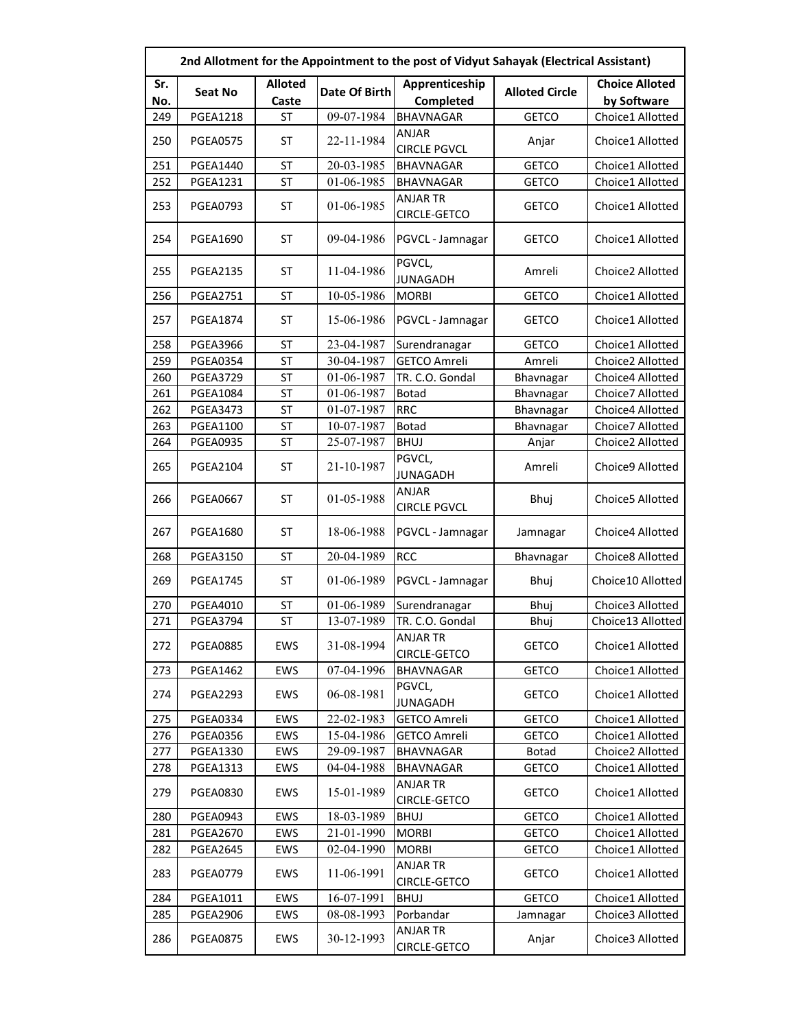| 2nd Allotment for the Appointment to the post of Vidyut Sahayak (Electrical Assistant) | | | | | | |
|---|---|---|---|---|---|---|
| Sr. No. | Seat No | Alloted Caste | Date Of Birth | Apprenticeship Completed | Alloted Circle | Choice Alloted by Software |
| 249 | PGEA1218 | ST | 09-07-1984 | BHAVNAGAR | GETCO | Choice1 Allotted |
| 250 | PGEA0575 | ST | 22-11-1984 | ANJAR CIRCLE PGVCL | Anjar | Choice1 Allotted |
| 251 | PGEA1440 | ST | 20-03-1985 | BHAVNAGAR | GETCO | Choice1 Allotted |
| 252 | PGEA1231 | ST | 01-06-1985 | BHAVNAGAR | GETCO | Choice1 Allotted |
| 253 | PGEA0793 | ST | 01-06-1985 | ANJAR TR CIRCLE-GETCO | GETCO | Choice1 Allotted |
| 254 | PGEA1690 | ST | 09-04-1986 | PGVCL - Jamnagar | GETCO | Choice1 Allotted |
| 255 | PGEA2135 | ST | 11-04-1986 | PGVCL, JUNAGADH | Amreli | Choice2 Allotted |
| 256 | PGEA2751 | ST | 10-05-1986 | MORBI | GETCO | Choice1 Allotted |
| 257 | PGEA1874 | ST | 15-06-1986 | PGVCL - Jamnagar | GETCO | Choice1 Allotted |
| 258 | PGEA3966 | ST | 23-04-1987 | Surendranagar | GETCO | Choice1 Allotted |
| 259 | PGEA0354 | ST | 30-04-1987 | GETCO Amreli | Amreli | Choice2 Allotted |
| 260 | PGEA3729 | ST | 01-06-1987 | TR. C.O. Gondal | Bhavnagar | Choice4 Allotted |
| 261 | PGEA1084 | ST | 01-06-1987 | Botad | Bhavnagar | Choice7 Allotted |
| 262 | PGEA3473 | ST | 01-07-1987 | RRC | Bhavnagar | Choice4 Allotted |
| 263 | PGEA1100 | ST | 10-07-1987 | Botad | Bhavnagar | Choice7 Allotted |
| 264 | PGEA0935 | ST | 25-07-1987 | BHUJ | Anjar | Choice2 Allotted |
| 265 | PGEA2104 | ST | 21-10-1987 | PGVCL, JUNAGADH | Amreli | Choice9 Allotted |
| 266 | PGEA0667 | ST | 01-05-1988 | ANJAR CIRCLE PGVCL | Bhuj | Choice5 Allotted |
| 267 | PGEA1680 | ST | 18-06-1988 | PGVCL - Jamnagar | Jamnagar | Choice4 Allotted |
| 268 | PGEA3150 | ST | 20-04-1989 | RCC | Bhavnagar | Choice8 Allotted |
| 269 | PGEA1745 | ST | 01-06-1989 | PGVCL - Jamnagar | Bhuj | Choice10 Allotted |
| 270 | PGEA4010 | ST | 01-06-1989 | Surendranagar | Bhuj | Choice3 Allotted |
| 271 | PGEA3794 | ST | 13-07-1989 | TR. C.O. Gondal | Bhuj | Choice13 Allotted |
| 272 | PGEA0885 | EWS | 31-08-1994 | ANJAR TR CIRCLE-GETCO | GETCO | Choice1 Allotted |
| 273 | PGEA1462 | EWS | 07-04-1996 | BHAVNAGAR | GETCO | Choice1 Allotted |
| 274 | PGEA2293 | EWS | 06-08-1981 | PGVCL, JUNAGADH | GETCO | Choice1 Allotted |
| 275 | PGEA0334 | EWS | 22-02-1983 | GETCO Amreli | GETCO | Choice1 Allotted |
| 276 | PGEA0356 | EWS | 15-04-1986 | GETCO Amreli | GETCO | Choice1 Allotted |
| 277 | PGEA1330 | EWS | 29-09-1987 | BHAVNAGAR | Botad | Choice2 Allotted |
| 278 | PGEA1313 | EWS | 04-04-1988 | BHAVNAGAR | GETCO | Choice1 Allotted |
| 279 | PGEA0830 | EWS | 15-01-1989 | ANJAR TR CIRCLE-GETCO | GETCO | Choice1 Allotted |
| 280 | PGEA0943 | EWS | 18-03-1989 | BHUJ | GETCO | Choice1 Allotted |
| 281 | PGEA2670 | EWS | 21-01-1990 | MORBI | GETCO | Choice1 Allotted |
| 282 | PGEA2645 | EWS | 02-04-1990 | MORBI | GETCO | Choice1 Allotted |
| 283 | PGEA0779 | EWS | 11-06-1991 | ANJAR TR CIRCLE-GETCO | GETCO | Choice1 Allotted |
| 284 | PGEA1011 | EWS | 16-07-1991 | BHUJ | GETCO | Choice1 Allotted |
| 285 | PGEA2906 | EWS | 08-08-1993 | Porbandar | Jamnagar | Choice3 Allotted |
| 286 | PGEA0875 | EWS | 30-12-1993 | ANJAR TR CIRCLE-GETCO | Anjar | Choice3 Allotted |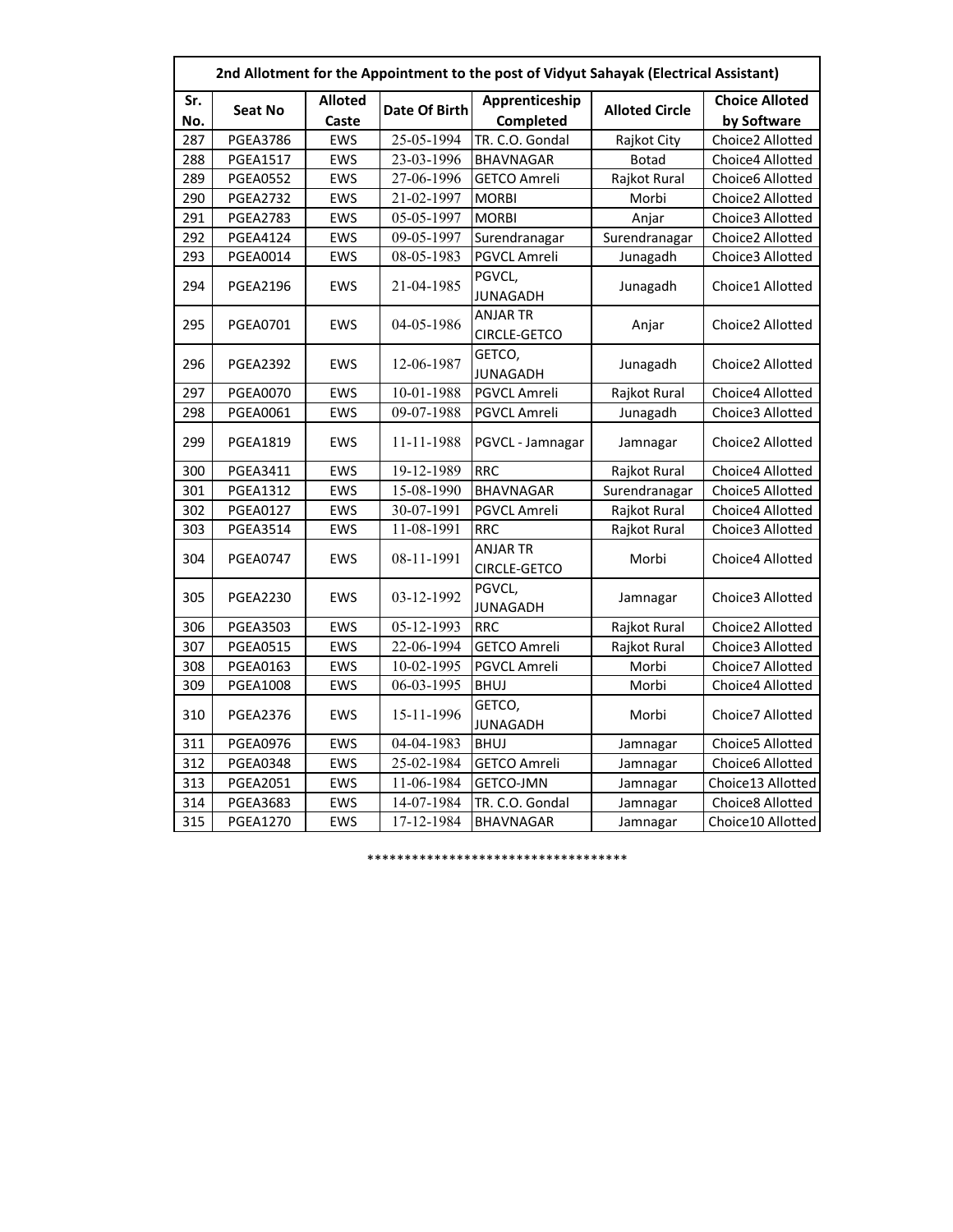| 2nd Allotment for the Appointment to the post of Vidyut Sahayak (Electrical Assistant) | | | | | | |
|---|---|---|---|---|---|---|
| **Sr. No.** | **Seat No** | **Alloted Caste** | **Date Of Birth** | **Apprenticeship Completed** | **Alloted Circle** | **Choice Alloted by Software** |
| 287 | PGEA3786 | EWS | 25-05-1994 | TR. C.O. Gondal | Rajkot City | Choice2 Allotted |
| 288 | PGEA1517 | EWS | 23-03-1996 | BHAVNAGAR | Botad | Choice4 Allotted |
| 289 | PGEA0552 | EWS | 27-06-1996 | GETCO Amreli | Rajkot Rural | Choice6 Allotted |
| 290 | PGEA2732 | EWS | 21-02-1997 | MORBI | Morbi | Choice2 Allotted |
| 291 | PGEA2783 | EWS | 05-05-1997 | MORBI | Anjar | Choice3 Allotted |
| 292 | PGEA4124 | EWS | 09-05-1997 | Surendranagar | Surendranagar | Choice2 Allotted |
| 293 | PGEA0014 | EWS | 08-05-1983 | PGVCL Amreli | Junagadh | Choice3 Allotted |
| 294 | PGEA2196 | EWS | 21-04-1985 | PGVCL, JUNAGADH | Junagadh | Choice1 Allotted |
| 295 | PGEA0701 | EWS | 04-05-1986 | ANJAR TR CIRCLE-GETCO | Anjar | Choice2 Allotted |
| 296 | PGEA2392 | EWS | 12-06-1987 | GETCO, JUNAGADH | Junagadh | Choice2 Allotted |
| 297 | PGEA0070 | EWS | 10-01-1988 | PGVCL Amreli | Rajkot Rural | Choice4 Allotted |
| 298 | PGEA0061 | EWS | 09-07-1988 | PGVCL Amreli | Junagadh | Choice3 Allotted |
| 299 | PGEA1819 | EWS | 11-11-1988 | PGVCL - Jamnagar | Jamnagar | Choice2 Allotted |
| 300 | PGEA3411 | EWS | 19-12-1989 | RRC | Rajkot Rural | Choice4 Allotted |
| 301 | PGEA1312 | EWS | 15-08-1990 | BHAVNAGAR | Surendranagar | Choice5 Allotted |
| 302 | PGEA0127 | EWS | 30-07-1991 | PGVCL Amreli | Rajkot Rural | Choice4 Allotted |
| 303 | PGEA3514 | EWS | 11-08-1991 | RRC | Rajkot Rural | Choice3 Allotted |
| 304 | PGEA0747 | EWS | 08-11-1991 | ANJAR TR CIRCLE-GETCO | Morbi | Choice4 Allotted |
| 305 | PGEA2230 | EWS | 03-12-1992 | PGVCL, JUNAGADH | Jamnagar | Choice3 Allotted |
| 306 | PGEA3503 | EWS | 05-12-1993 | RRC | Rajkot Rural | Choice2 Allotted |
| 307 | PGEA0515 | EWS | 22-06-1994 | GETCO Amreli | Rajkot Rural | Choice3 Allotted |
| 308 | PGEA0163 | EWS | 10-02-1995 | PGVCL Amreli | Morbi | Choice7 Allotted |
| 309 | PGEA1008 | EWS | 06-03-1995 | BHUJ | Morbi | Choice4 Allotted |
| 310 | PGEA2376 | EWS | 15-11-1996 | GETCO, JUNAGADH | Morbi | Choice7 Allotted |
| 311 | PGEA0976 | EWS | 04-04-1983 | BHUJ | Jamnagar | Choice5 Allotted |
| 312 | PGEA0348 | EWS | 25-02-1984 | GETCO Amreli | Jamnagar | Choice6 Allotted |
| 313 | PGEA2051 | EWS | 11-06-1984 | GETCO-JMN | Jamnagar | Choice13 Allotted |
| 314 | PGEA3683 | EWS | 14-07-1984 | TR. C.O. Gondal | Jamnagar | Choice8 Allotted |
| 315 | PGEA1270 | EWS | 17-12-1984 | BHAVNAGAR | Jamnagar | Choice10 Allotted |

***********************************